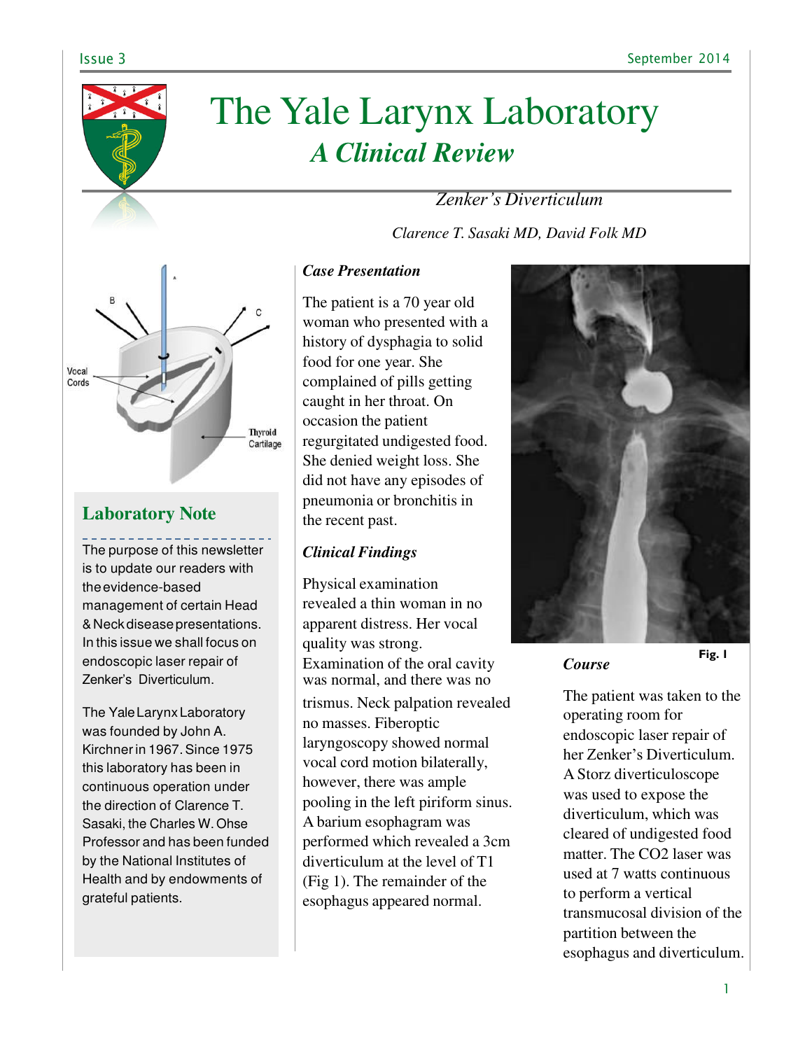# The Yale Larynx Laboratory

## *A Clinical Review*

*Zenker's Diverticulum*

*Clarence T. Sasaki MD, David Folk MD*

Vocal Cords

Thyroid Cartilage

### Laboratory Note

The purpose of this newsletter is to update our readers with the evidence-based management of certain Head & Neck disease presentations. In this issue we shall focus on endoscopic laser repair of Zenker's Diverticulum.

The Yale Larynx Laboratory was founded by John A. Kirchner in 1967. Since 1975 this laboratory has been in continuous operation under the direction of Clarence T. Sasaki, the Charles W. Ohse Professor and has been funded by the National Institutes of Health and by endowments of grateful patients.

### *Case Presentation*

The patient is a 70 year old woman who presented with a history of dysphagia to solid food for one year. She complained of pills getting caught in her throat. On occasion the patient regurgitated undigested food. She denied weight loss. She did not have any episodes of pneumonia or bronchitis in the recent past.

### *Clinical Findings*

Physical examination revealed a thin woman in no apparent distress. Her vocal quality was strong. Examination of the oral cavity was normal, and there was no trismus. Neck palpation revealed no masses. Fiberoptic laryngoscopy showed normal vocal cord motion bilaterally, however, there was ample pooling in the left piriform sinus. A barium esophagram was performed which revealed a 3cm diverticulum at the level of T1 (Fig 1). The remainder of the esophagus appeared normal.

**Fig. 1**

### *Course*

The patient was taken to the operating room for endoscopic laser repair of her Zenker's Diverticulum. A Storz diverticuloscope was used to expose the diverticulum, which was cleared of undigested food matter. The $CO_2$ laser was used at 7 watts continuous to perform a vertical transmucosal division of the partition between the esophagus and diverticulum.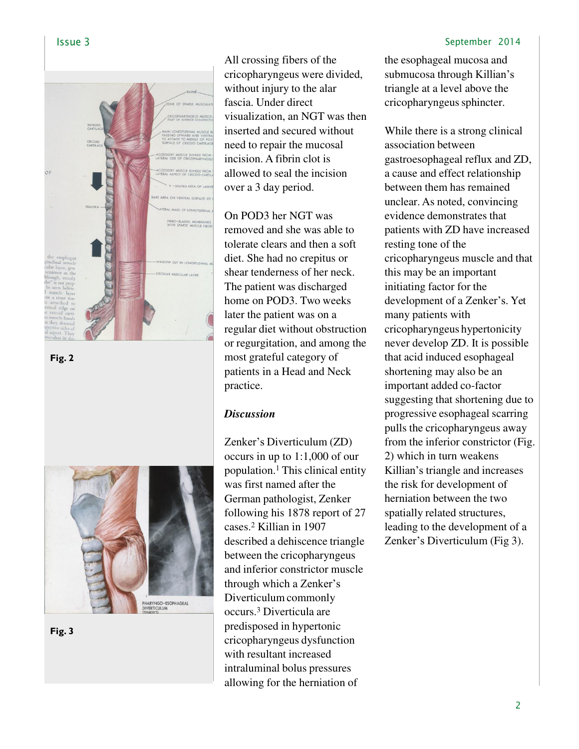All crossing fibers of the cricopharyngeus were divided, without injury to the alar fascia. Under direct visualization, an NGT was then inserted and secured without need to repair the mucosal incision. A fibrin clot is allowed to seal the incision over a 3 day period.

On POD3 her NGT was removed and she was able to tolerate clears and then a soft diet. She had no crepitus or shear tenderness of her neck. The patient was discharged home on POD3. Two weeks later the patient was on a regular diet without obstruction or regurgitation, and among the most grateful category of patients in a Head and Neck practice.

### *Discussion*

Zenker's Diverticulum (ZD) occurs in up to 1:1,000 of our population.[1] This clinical entity was first named after the German pathologist, Zenker following his 1878 report of 27 cases.[2] Killian in 1907 described a dehiscence triangle between the cricopharyngeus and inferior constrictor muscle through which a Zenker's Diverticulum commonly occurs.[3] Diverticula are predisposed in hypertonic cricopharyngeus dysfunction with resultant increased intraluminal bolus pressures allowing for the herniation of the esophageal mucosa and submucosa through Killian's triangle at a level above the cricopharyngeus sphincter.

While there is a strong clinical association between gastroesophageal reflux and ZD, a cause and effect relationship between them has remained unclear. As noted, convincing evidence demonstrates that patients with ZD have increased resting tone of the cricopharyngeus muscle and that this may be an important initiating factor for the development of a Zenker's. Yet many patients with cricopharyngeus hypertonicity never develop ZD. It is possible that acid induced esophageal shortening may also be an important added co-factor suggesting that shortening due to progressive esophageal scarring pulls the cricopharyngeus away from the inferior constrictor (Fig. 2) which in turn weakens Killian's triangle and increases the risk for development of herniation between the two spatially related structures, leading to the development of a Zenker's Diverticulum (Fig 3).

**Fig. 2**

**Fig. 3**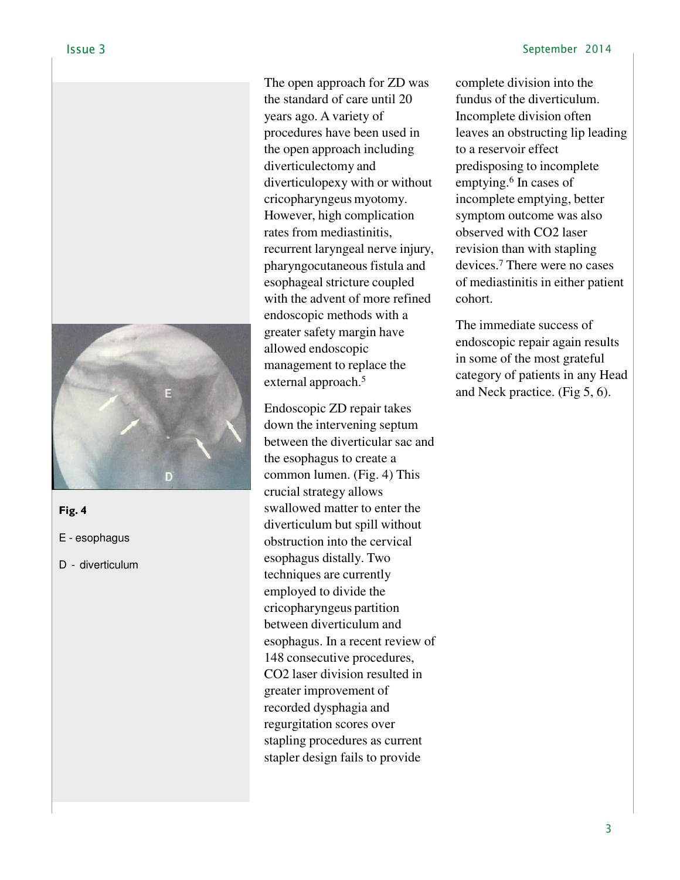The open approach for ZD was the standard of care until 20 years ago. A variety of procedures have been used in the open approach including diverticulectomy and diverticulopexy with or without cricopharyngeus myotomy. However, high complication rates from mediastinitis, recurrent laryngeal nerve injury, pharyngocutaneous fistula and esophageal stricture coupled with the advent of more refined endoscopic methods with a greater safety margin have allowed endoscopic management to replace the external approach.[5]

Endoscopic ZD repair takes down the intervening septum between the diverticular sac and the esophagus to create a common lumen. (Fig. 4) This crucial strategy allows swallowed matter to enter the diverticulum but spill without obstruction into the cervical esophagus distally. Two techniques are currently employed to divide the cricopharyngeus partition between diverticulum and esophagus. In a recent review of 148 consecutive procedures, $CO_2$ laser division resulted in greater improvement of recorded dysphagia and regurgitation scores over stapling procedures as current stapler design fails to provide complete division into the fundus of the diverticulum. Incomplete division often leaves an obstructing lip leading to a reservoir effect predisposing to incomplete emptying.[6] In cases of incomplete emptying, better symptom outcome was also observed with $CO_2$ laser revision than with stapling devices.[7] There were no cases of mediastinitis in either patient cohort.

The immediate success of endoscopic repair again results in some of the most grateful category of patients in any Head and Neck practice. (Fig 5, 6).

**Fig. 4**

E - esophagus

D - diverticulum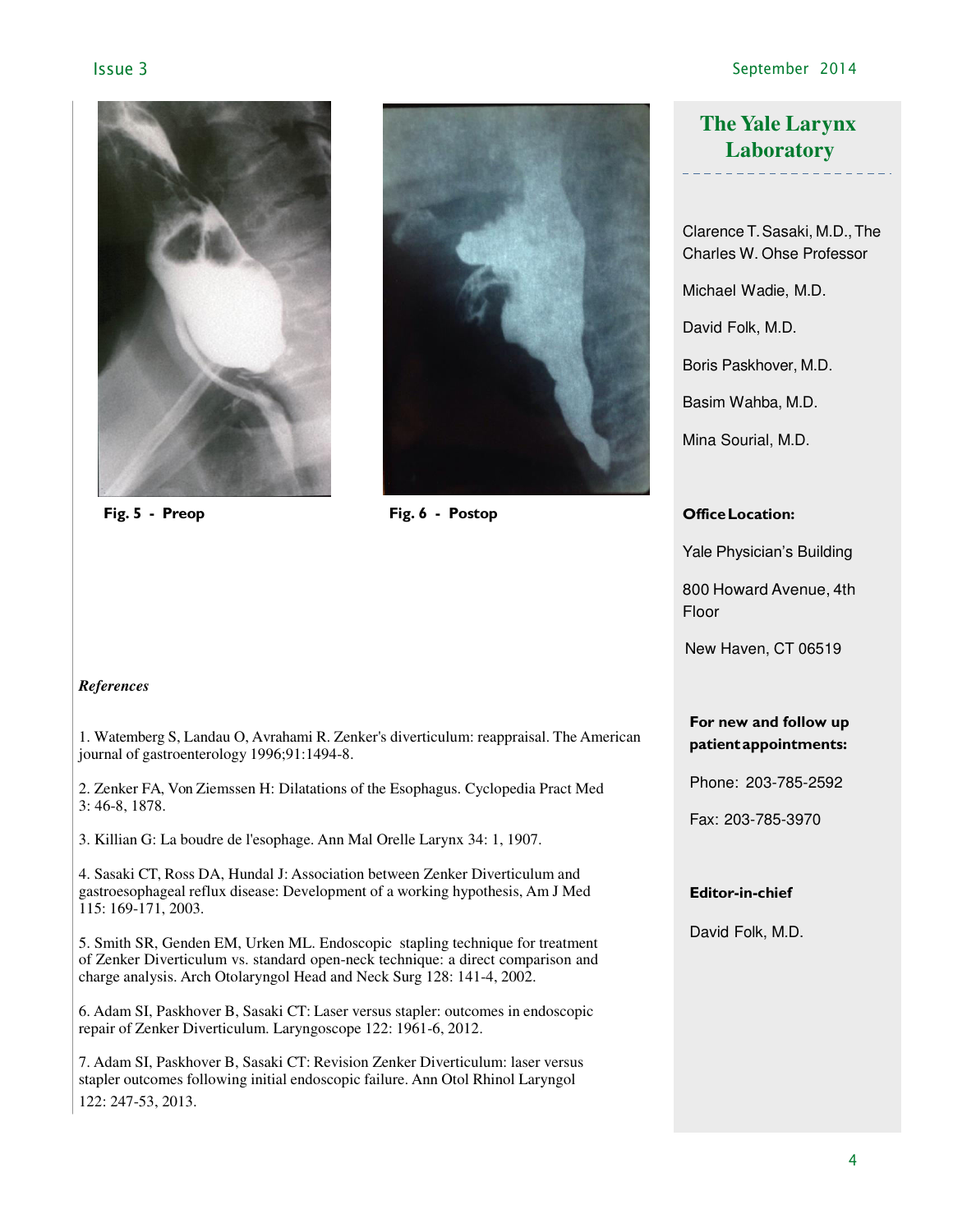Fig. 5 - Preop

Fig. 6 - Postop

*References*

1. Watemberg S, Landau O, Avrahami R. Zenker's diverticulum: reappraisal. The American journal of gastroenterology 1996;91:1494-8.

2. Zenker FA, Von Ziemssen H: Dilatations of the Esophagus. Cyclopedia Pract Med 3: 46-8, 1878.

3. Killian G: La boudre de l'esophage. Ann Mal Orelle Larynx 34: 1, 1907.

4. Sasaki CT, Ross DA, Hundal J: Association between Zenker Diverticulum and gastroesophageal reflux disease: Development of a working hypothesis, Am J Med 115: 169-171, 2003.

5. Smith SR, Genden EM, Urken ML. Endoscopic stapling technique for treatment of Zenker Diverticulum vs. standard open-neck technique: a direct comparison and charge analysis. Arch Otolaryngol Head and Neck Surg 128: 141-4, 2002.

6. Adam SI, Paskhover B, Sasaki CT: Laser versus stapler: outcomes in endoscopic repair of Zenker Diverticulum. Laryngoscope 122: 1961-6, 2012.

7. Adam SI, Paskhover B, Sasaki CT: Revision Zenker Diverticulum: laser versus stapler outcomes following initial endoscopic failure. Ann Otol Rhinol Laryngol 122: 247-53, 2013.

## The Yale Larynx Laboratory

Clarence T. Sasaki, M.D., The Charles W. Ohse Professor

Michael Wadie, M.D.

David Folk, M.D.

Boris Paskhover, M.D.

Basim Wahba, M.D.

Mina Sourial, M.D.

**Office Location:**

Yale Physician's Building

800 Howard Avenue, 4th Floor

New Haven, CT 06519

**For new and follow up patient appointments:**

Phone: 203-785-2592

Fax: 203-785-3970

**Editor-in-chief**

David Folk, M.D.